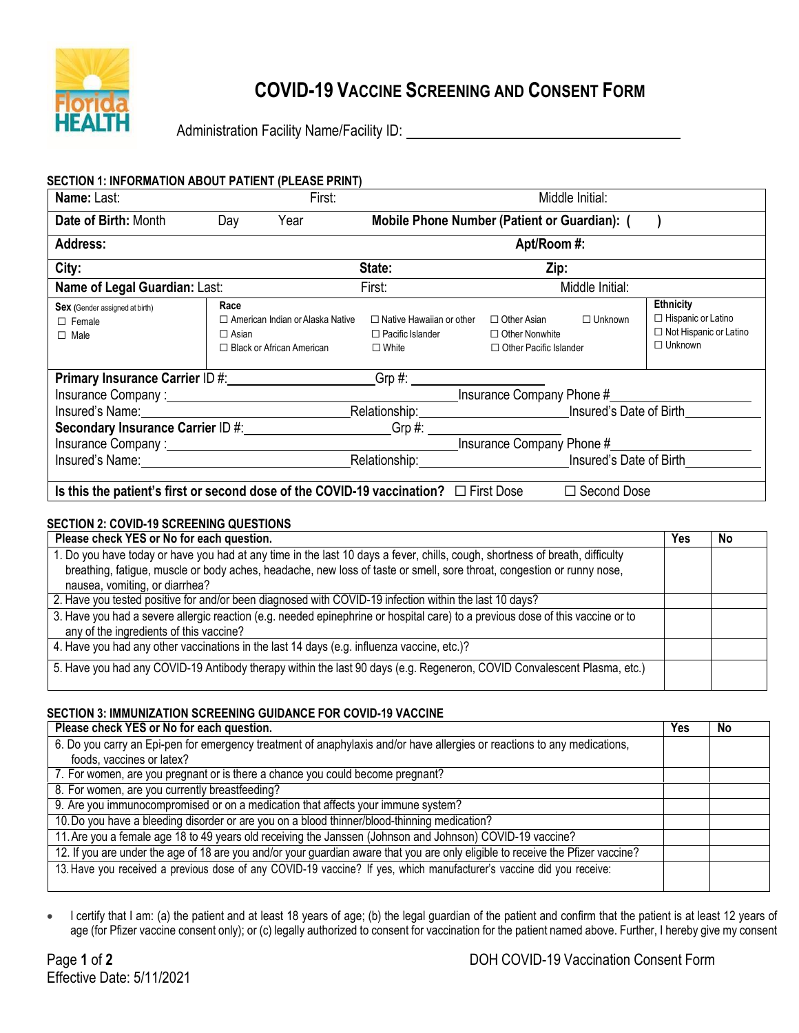# COVID-19 VACCINE SCREENING AND CONSENT FORM

Administration Facility Name/Facility ID: ______________________________

## SECTION 1: INFORMATION ABOUT PATIENT (PLEASE PRINT)

| | | | |
|---|---|---|---|
| **Name:** Last: | First: | Middle Initial: | |
| **Date of Birth:** Month Day Year | **Mobile Phone Number (Patient or Guardian):** ( ) | | |
| **Address:** | **Apt/Room #:** | | |
| **City:** | **State:** | **Zip:** | |
| **Name of Legal Guardian:** Last: | First: | Middle Initial: | |
| **Sex** (Gender assigned at birth)<br>☐ Female<br>☐ Male | **Race**<br>☐ American Indian or Alaska Native<br>☐ Asian<br>☐ Black or African American<br>☐ Native Hawaiian or other Pacific Islander<br>☐ White<br>☐ Other Asian<br>☐ Other Nonwhite<br>☐ Other Pacific Islander<br>☐ Unknown | **Ethnicity**<br>☐ Hispanic or Latino<br>☐ Not Hispanic or Latino<br>☐ Unknown | |

**Primary Insurance Carrier** ID #:____________________ Grp #:__________________
Insurance Company :______________________________ Insurance Company Phone #__________________
Insured's Name:____________________ Relationship:____________________ Insured's Date of Birth__________
**Secondary Insurance Carrier** ID #:____________________ Grp #:__________________
Insurance Company :______________________________ Insurance Company Phone #__________________
Insured's Name:____________________ Relationship:____________________ Insured's Date of Birth__________

**Is this the patient's first or second dose of the COVID-19 vaccination?** ☐ First Dose ☐ Second Dose

## SECTION 2: COVID-19 SCREENING QUESTIONS

| Please check YES or No for each question. | Yes | No |
|---|---|---|
| 1. Do you have today or have you had at any time in the last 10 days a fever, chills, cough, shortness of breath, difficulty breathing, fatigue, muscle or body aches, headache, new loss of taste or smell, sore throat, congestion or runny nose, nausea, vomiting, or diarrhea? | | |
| 2. Have you tested positive for and/or been diagnosed with COVID-19 infection within the last 10 days? | | |
| 3. Have you had a severe allergic reaction (e.g. needed epinephrine or hospital care) to a previous dose of this vaccine or to any of the ingredients of this vaccine? | | |
| 4. Have you had any other vaccinations in the last 14 days (e.g. influenza vaccine, etc.)? | | |
| 5. Have you had any COVID-19 Antibody therapy within the last 90 days (e.g. Regeneron, COVID Convalescent Plasma, etc.) | | |

## SECTION 3: IMMUNIZATION SCREENING GUIDANCE FOR COVID-19 VACCINE

| Please check YES or No for each question. | Yes | No |
|---|---|---|
| 6. Do you carry an Epi-pen for emergency treatment of anaphylaxis and/or have allergies or reactions to any medications, foods, vaccines or latex? | | |
| 7. For women, are you pregnant or is there a chance you could become pregnant? | | |
| 8. For women, are you currently breastfeeding? | | |
| 9. Are you immunocompromised or on a medication that affects your immune system? | | |
| 10. Do you have a bleeding disorder or are you on a blood thinner/blood-thinning medication? | | |
| 11. Are you a female age 18 to 49 years old receiving the Janssen (Johnson and Johnson) COVID-19 vaccine? | | |
| 12. If you are under the age of 18 are you and/or your guardian aware that you are only eligible to receive the Pfizer vaccine? | | |
| 13. Have you received a previous dose of any COVID-19 vaccine? If yes, which manufacturer's vaccine did you receive: | | |

- I certify that I am: (a) the patient and at least 18 years of age; (b) the legal guardian of the patient and confirm that the patient is at least 12 years of age (for Pfizer vaccine consent only); or (c) legally authorized to consent for vaccination for the patient named above. Further, I hereby give my consent

Effective Date: 5/11/2021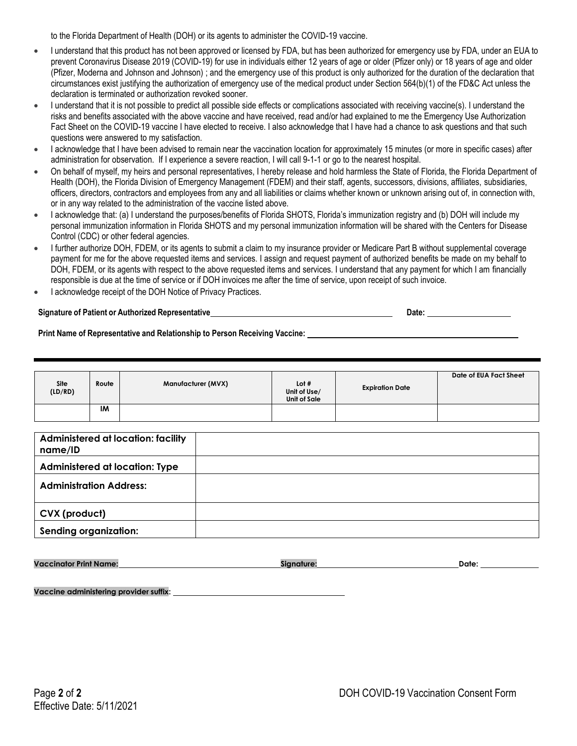to the Florida Department of Health (DOH) or its agents to administer the COVID-19 vaccine.

- I understand that this product has not been approved or licensed by FDA, but has been authorized for emergency use by FDA, under an EUA to prevent Coronavirus Disease 2019 (COVID-19) for use in individuals either 12 years of age or older (Pfizer only) or 18 years of age and older (Pfizer, Moderna and Johnson and Johnson) ; and the emergency use of this product is only authorized for the duration of the declaration that circumstances exist justifying the authorization of emergency use of the medical product under Section 564(b)(1) of the FD&C Act unless the declaration is terminated or authorization revoked sooner.
- I understand that it is not possible to predict all possible side effects or complications associated with receiving vaccine(s). I understand the risks and benefits associated with the above vaccine and have received, read and/or had explained to me the Emergency Use Authorization Fact Sheet on the COVID-19 vaccine I have elected to receive. I also acknowledge that I have had a chance to ask questions and that such questions were answered to my satisfaction.
- I acknowledge that I have been advised to remain near the vaccination location for approximately 15 minutes (or more in specific cases) after administration for observation. If I experience a severe reaction, I will call 9-1-1 or go to the nearest hospital.
- On behalf of myself, my heirs and personal representatives, I hereby release and hold harmless the State of Florida, the Florida Department of Health (DOH), the Florida Division of Emergency Management (FDEM) and their staff, agents, successors, divisions, affiliates, subsidiaries, officers, directors, contractors and employees from any and all liabilities or claims whether known or unknown arising out of, in connection with, or in any way related to the administration of the vaccine listed above.
- I acknowledge that: (a) I understand the purposes/benefits of Florida SHOTS, Florida's immunization registry and (b) DOH will include my personal immunization information in Florida SHOTS and my personal immunization information will be shared with the Centers for Disease Control (CDC) or other federal agencies.
- I further authorize DOH, FDEM, or its agents to submit a claim to my insurance provider or Medicare Part B without supplemental coverage payment for me for the above requested items and services. I assign and request payment of authorized benefits be made on my behalf to DOH, FDEM, or its agents with respect to the above requested items and services. I understand that any payment for which I am financially responsible is due at the time of service or if DOH invoices me after the time of service, upon receipt of such invoice.
- I acknowledge receipt of the DOH Notice of Privacy Practices.

**Signature of Patient or Authorized Representative** ______________________ **Date:** ____________

**Print Name of Representative and Relationship to Person Receiving Vaccine:** ______________________

| Site (LD/RD) | Route | Manufacturer (MVX) | Lot # Unit of Use/ Unit of Sale | Expiration Date | Date of EUA Fact Sheet |
|---|---|---|---|---|---|
| | IM | | | | |

| | |
|---|---|
| **Administered at location: facility name/ID** | |
| **Administered at location: Type** | |
| **Administration Address:** | |
| **CVX (product)** | |
| **Sending organization:** | |

**Vaccinator Print Name:** ______________________ **Signature:** ______________________ **Date:** ____________

**Vaccine administering provider suffix:** ______________________

Effective Date: 5/11/2021